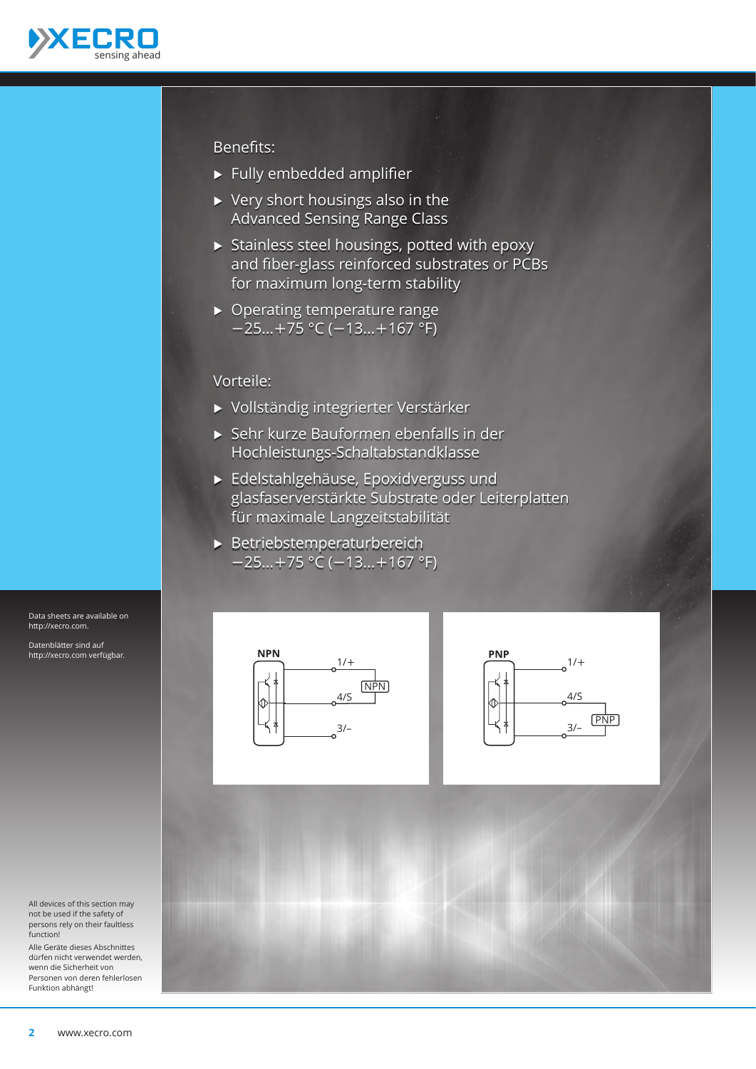## Benefits:

- Fully embedded amplifier
- Very short housings also in the Advanced Sensing Range Class
- Stainless steel housings, potted with epoxy and fiber-glass reinforced substrates or PCBs for maximum long-term stability
- Operating temperature range −25…+75 °C (−13…+167 °F)

## Vorteile:

- Vollständig integrierter Verstärker
- Sehr kurze Bauformen ebenfalls in der Hochleistungs-Schaltabstandklasse
- Edelstahlgehäuse, Epoxidverguss und glasfaserverstärkte Substrate oder Leiterplatten für maximale Langzeitstabilität
- Betriebstemperaturbereich −25…+75 °C (−13…+167 °F)

**NPN**

1/+
4/S
3/–
NPN

**PNP**

1/+
4/S
3/–
PNP

Data sheets are available on http://xecro.com.

Datenblätter sind auf http://xecro.com verfügbar.

All devices of this section may not be used if the safety of persons rely on their faultless function!

Alle Geräte dieses Abschnittes dürfen nicht verwendet werden, wenn die Sicherheit von Personen von deren fehlerlosen Funktion abhängt!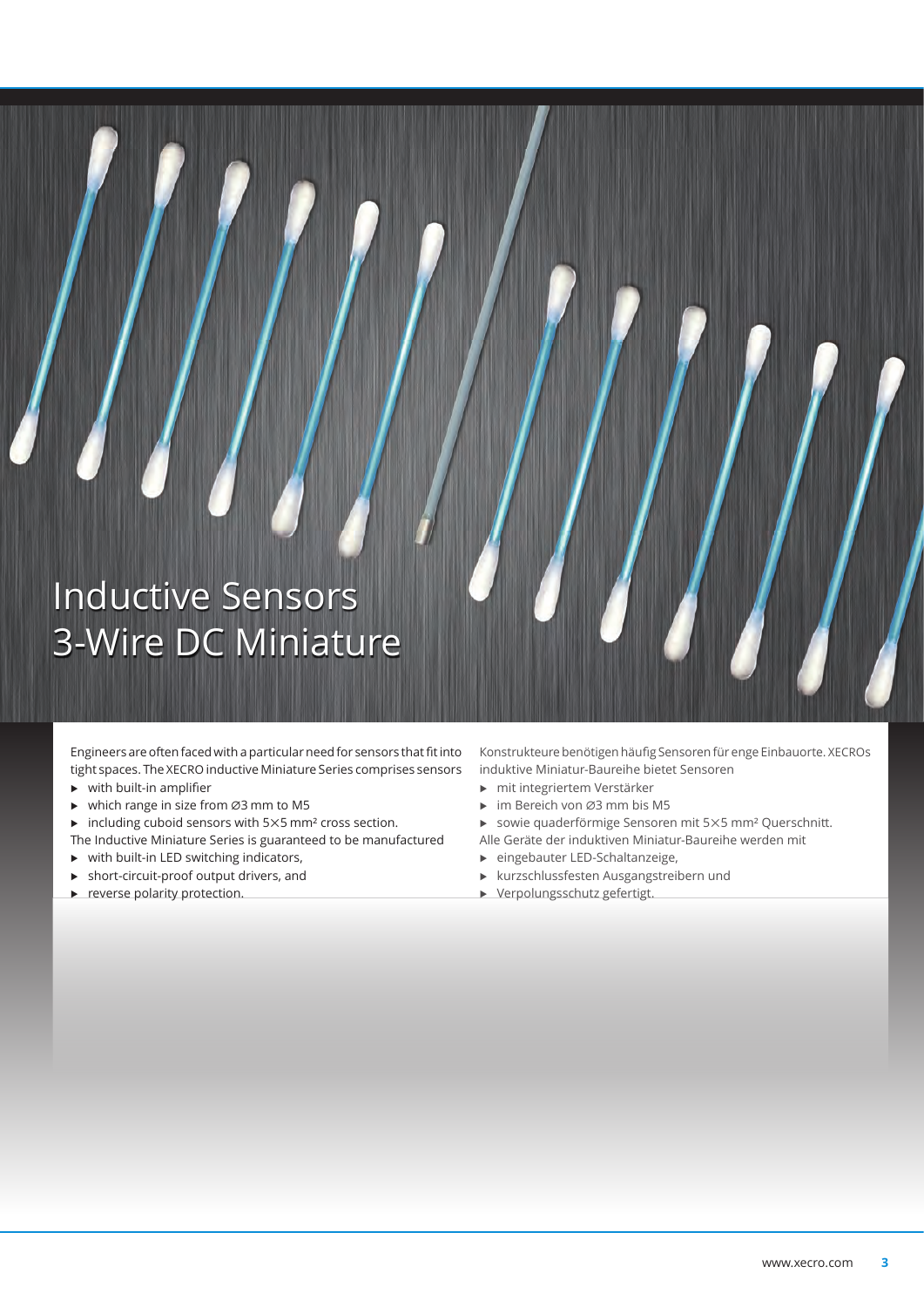# Inductive Sensors 3-Wire DC Miniature

Engineers are often faced with a particular need for sensors that fit into tight spaces. The XECRO inductive Miniature Series comprises sensors

- with built-in amplifier
- which range in size from ⌀3 mm to M5
- including cuboid sensors with 5×5 mm² cross section.

The Inductive Miniature Series is guaranteed to be manufactured

- with built-in LED switching indicators,
- short-circuit-proof output drivers, and
- reverse polarity protection.

Konstrukteure benötigen häufig Sensoren für enge Einbauorte. XECROs induktive Miniatur-Baureihe bietet Sensoren

- mit integriertem Verstärker
- im Bereich von ⌀3 mm bis M5
- sowie quaderförmige Sensoren mit 5×5 mm² Querschnitt.

Alle Geräte der induktiven Miniatur-Baureihe werden mit

- eingebauter LED-Schaltanzeige,
- kurzschlussfesten Ausgangstreibern und
- Verpolungsschutz gefertigt.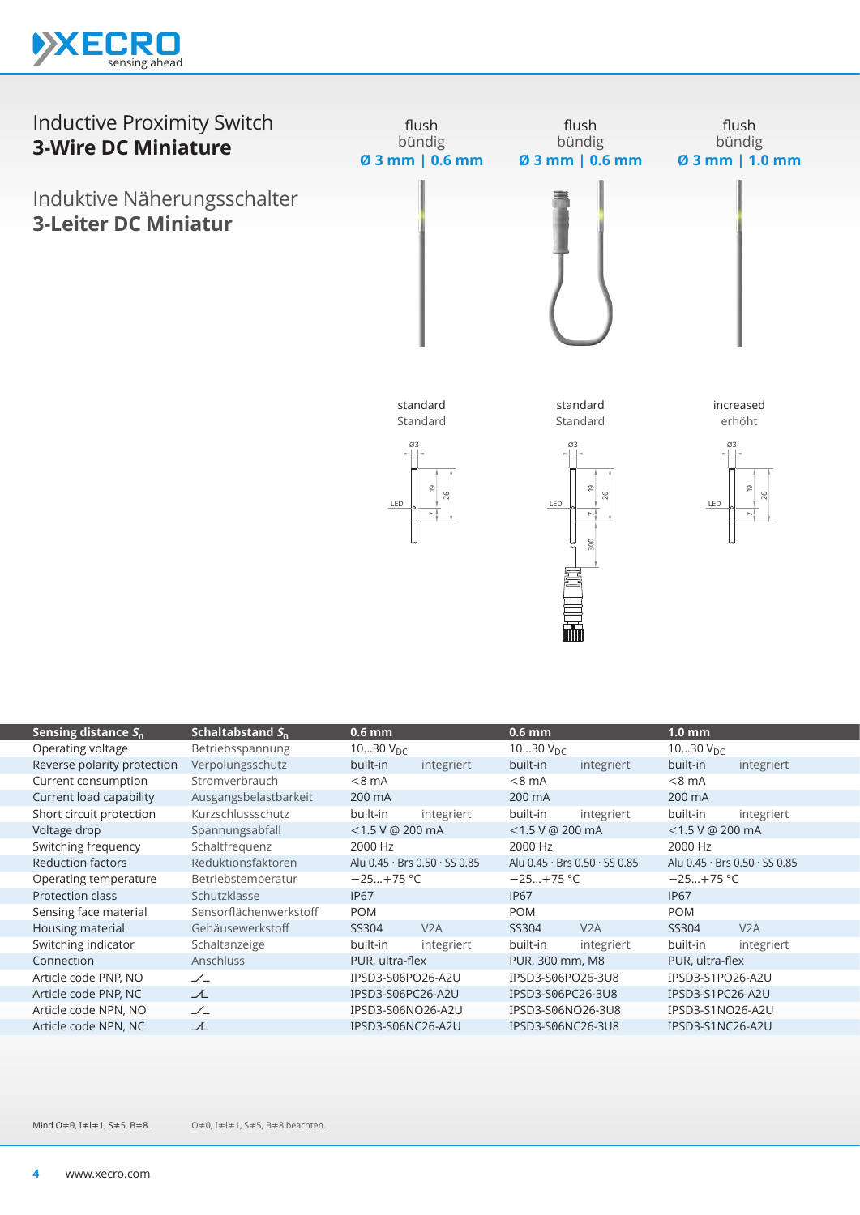# Inductive Proximity Switch
## 3-Wire DC Miniature

# Induktive Näherungsschalter
## 3-Leiter DC Miniatur

| | | flush / bündig **Ø 3 mm \| 0.6 mm** | | flush / bündig **Ø 3 mm \| 0.6 mm** | | flush / bündig **Ø 3 mm \| 1.0 mm** | |
|---|---|---|---|---|---|---|---|
| | | standard / Standard | | standard / Standard | | increased / erhöht | |
| **Sensing distance $S_n$** | **Schaltabstand $S_n$** | **0.6 mm** | | **0.6 mm** | | **1.0 mm** | |
| Operating voltage | Betriebsspannung | 10…30 $V_{DC}$ | | 10…30 $V_{DC}$ | | 10…30 $V_{DC}$ | |
| Reverse polarity protection | Verpolungsschutz | built-in | integriert | built-in | integriert | built-in | integriert |
| Current consumption | Stromverbrauch | <8 mA | | <8 mA | | <8 mA | |
| Current load capability | Ausgangsbelastbarkeit | 200 mA | | 200 mA | | 200 mA | |
| Short circuit protection | Kurzschlussschutz | built-in | integriert | built-in | integriert | built-in | integriert |
| Voltage drop | Spannungsabfall | <1.5 V @ 200 mA | | <1.5 V @ 200 mA | | <1.5 V @ 200 mA | |
| Switching frequency | Schaltfrequenz | 2000 Hz | | 2000 Hz | | 2000 Hz | |
| Reduction factors | Reduktionsfaktoren | Alu 0.45 · Brs 0.50 · SS 0.85 | | Alu 0.45 · Brs 0.50 · SS 0.85 | | Alu 0.45 · Brs 0.50 · SS 0.85 | |
| Operating temperature | Betriebstemperatur | −25…+75 °C | | −25…+75 °C | | −25…+75 °C | |
| Protection class | Schutzklasse | IP67 | | IP67 | | IP67 | |
| Sensing face material | Sensorflächenwerkstoff | POM | | POM | | POM | |
| Housing material | Gehäusewerkstoff | SS304 | V2A | SS304 | V2A | SS304 | V2A |
| Switching indicator | Schaltanzeige | built-in | integriert | built-in | integriert | built-in | integriert |
| Connection | Anschluss | PUR, ultra-flex | | PUR, 300 mm, M8 | | PUR, ultra-flex | |
| Article code PNP, NO | | IPSD3-S06PO26-A2U | | IPSD3-S06PO26-3U8 | | IPSD3-S1PO26-A2U | |
| Article code PNP, NC | | IPSD3-S06PC26-A2U | | IPSD3-S06PC26-3U8 | | IPSD3-S1PC26-A2U | |
| Article code NPN, NO | | IPSD3-S06NO26-A2U | | IPSD3-S06NO26-3U8 | | IPSD3-S1NO26-A2U | |
| Article code NPN, NC | | IPSD3-S06NC26-A2U | | IPSD3-S06NC26-3U8 | | IPSD3-S1NC26-A2U | |

Mind O≠0, I≠l≠1, S≠5, B≠8. O≠0, I≠l≠1, S≠5, B≠8 beachten.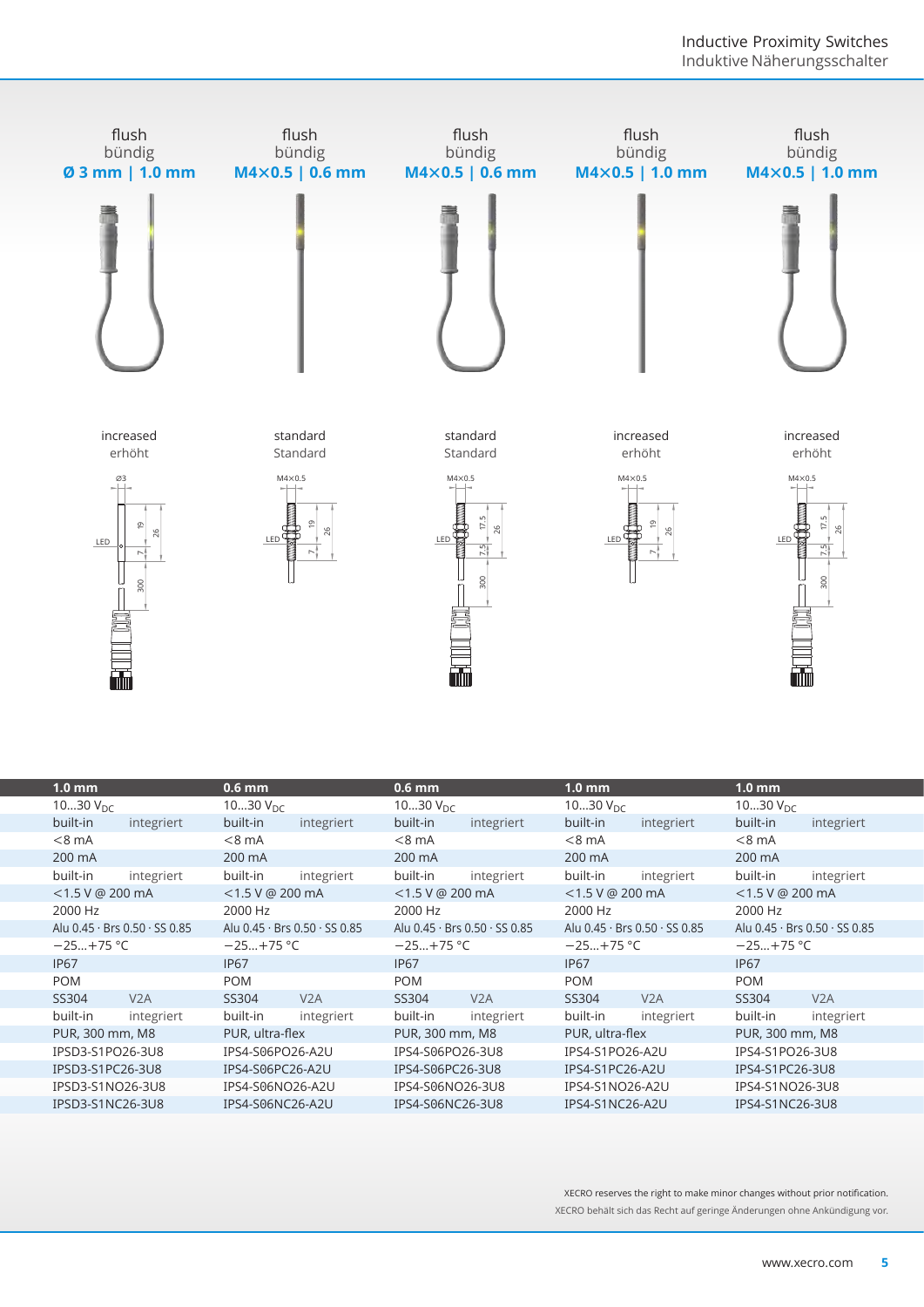| flush<br>bündig<br>**Ø 3 mm \| 1.0 mm** | flush<br>bündig<br>**M4×0.5 \| 0.6 mm** | flush<br>bündig<br>**M4×0.5 \| 0.6 mm** | flush<br>bündig<br>**M4×0.5 \| 1.0 mm** | flush<br>bündig<br>**M4×0.5 \| 1.0 mm** |
|---|---|---|---|---|
| increased<br>erhöht | standard<br>Standard | standard<br>Standard | increased<br>erhöht | increased<br>erhöht |

| 1.0 mm | 0.6 mm | 0.6 mm | 1.0 mm | 1.0 mm |
|---|---|---|---|---|
| 10…30 $V_{DC}$ | 10…30 $V_{DC}$ | 10…30 $V_{DC}$ | 10…30 $V_{DC}$ | 10…30 $V_{DC}$ |
| built-in integriert | built-in integriert | built-in integriert | built-in integriert | built-in integriert |
| <8 mA | <8 mA | <8 mA | <8 mA | <8 mA |
| 200 mA | 200 mA | 200 mA | 200 mA | 200 mA |
| built-in integriert | built-in integriert | built-in integriert | built-in integriert | built-in integriert |
| <1.5 V @ 200 mA | <1.5 V @ 200 mA | <1.5 V @ 200 mA | <1.5 V @ 200 mA | <1.5 V @ 200 mA |
| 2000 Hz | 2000 Hz | 2000 Hz | 2000 Hz | 2000 Hz |
| Alu 0.45 · Brs 0.50 · SS 0.85 | Alu 0.45 · Brs 0.50 · SS 0.85 | Alu 0.45 · Brs 0.50 · SS 0.85 | Alu 0.45 · Brs 0.50 · SS 0.85 | Alu 0.45 · Brs 0.50 · SS 0.85 |
| −25…+75 °C | −25…+75 °C | −25…+75 °C | −25…+75 °C | −25…+75 °C |
| IP67 | IP67 | IP67 | IP67 | IP67 |
| POM | POM | POM | POM | POM |
| SS304 V2A | SS304 V2A | SS304 V2A | SS304 V2A | SS304 V2A |
| built-in integriert | built-in integriert | built-in integriert | built-in integriert | built-in integriert |
| PUR, 300 mm, M8 | PUR, ultra-flex | PUR, 300 mm, M8 | PUR, ultra-flex | PUR, 300 mm, M8 |
| IPSD3-S1PO26-3U8 | IPS4-S06PO26-A2U | IPS4-S06PO26-3U8 | IPS4-S1PO26-A2U | IPS4-S1PO26-3U8 |
| IPSD3-S1PC26-3U8 | IPS4-S06PC26-A2U | IPS4-S06PC26-3U8 | IPS4-S1PC26-A2U | IPS4-S1PC26-3U8 |
| IPSD3-S1NO26-3U8 | IPS4-S06NO26-A2U | IPS4-S06NO26-3U8 | IPS4-S1NO26-A2U | IPS4-S1NO26-3U8 |
| IPSD3-S1NC26-3U8 | IPS4-S06NC26-A2U | IPS4-S06NC26-3U8 | IPS4-S1NC26-A2U | IPS4-S1NC26-3U8 |

XECRO reserves the right to make minor changes without prior notification.
XECRO behält sich das Recht auf geringe Änderungen ohne Ankündigung vor.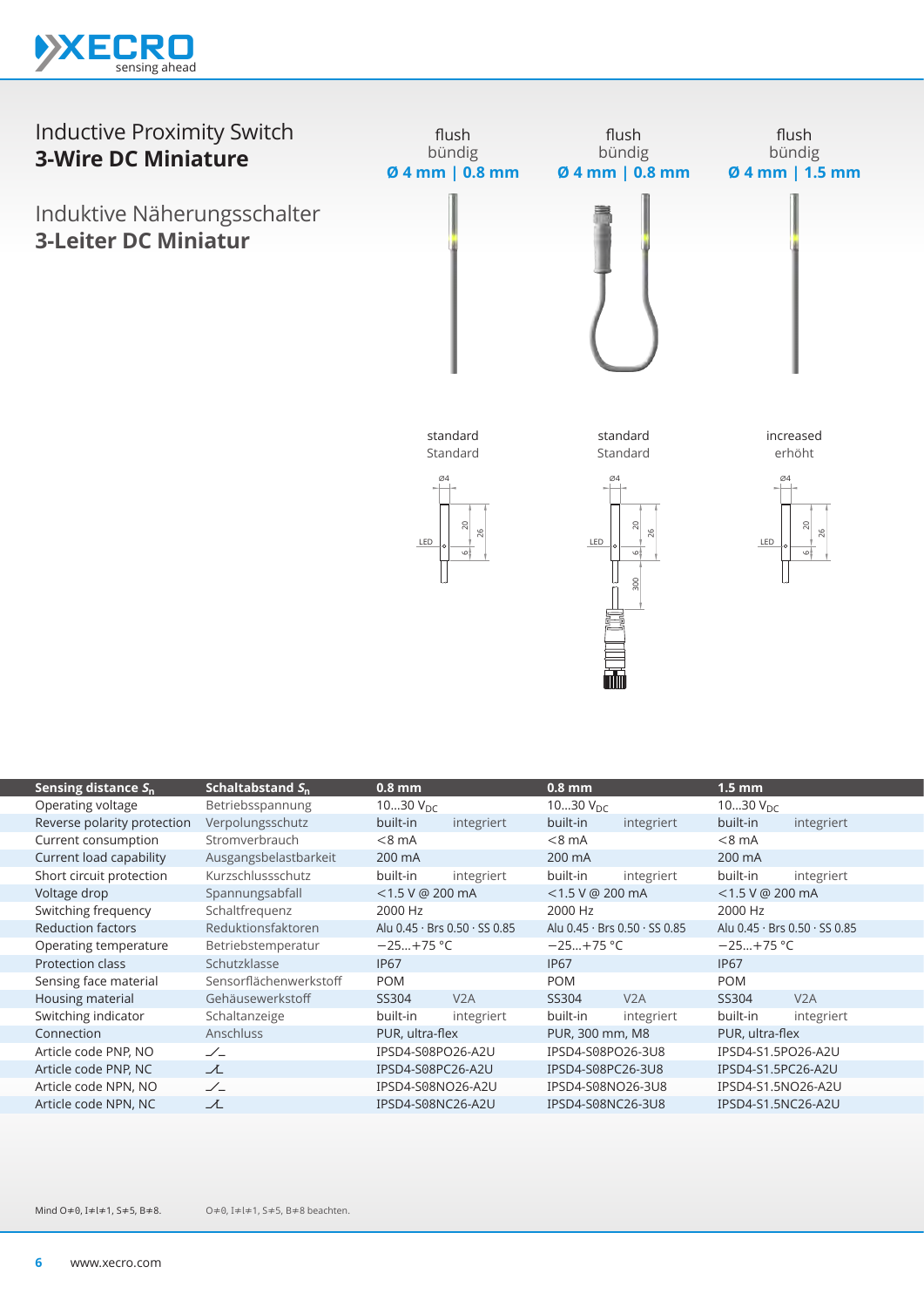# Inductive Proximity Switch
## 3-Wire DC Miniature

# Induktive Näherungsschalter
## 3-Leiter DC Miniatur

| flush / bündig | flush / bündig | flush / bündig |
|---|---|---|
| **Ø 4 mm \| 0.8 mm** | **Ø 4 mm \| 0.8 mm** | **Ø 4 mm \| 1.5 mm** |
| standard / Standard | standard / Standard | increased / erhöht |

| Sensing distance $S_n$ | Schaltabstand $S_n$ | 0.8 mm | | 0.8 mm | | 1.5 mm | |
|---|---|---|---|---|---|---|---|
| Operating voltage | Betriebsspannung | 10…30 $V_{DC}$ | | 10…30 $V_{DC}$ | | 10…30 $V_{DC}$ | |
| Reverse polarity protection | Verpolungsschutz | built-in | integriert | built-in | integriert | built-in | integriert |
| Current consumption | Stromverbrauch | <8 mA | | <8 mA | | <8 mA | |
| Current load capability | Ausgangsbelastbarkeit | 200 mA | | 200 mA | | 200 mA | |
| Short circuit protection | Kurzschlussschutz | built-in | integriert | built-in | integriert | built-in | integriert |
| Voltage drop | Spannungsabfall | <1.5 V @ 200 mA | | <1.5 V @ 200 mA | | <1.5 V @ 200 mA | |
| Switching frequency | Schaltfrequenz | 2000 Hz | | 2000 Hz | | 2000 Hz | |
| Reduction factors | Reduktionsfaktoren | Alu 0.45 · Brs 0.50 · SS 0.85 | | Alu 0.45 · Brs 0.50 · SS 0.85 | | Alu 0.45 · Brs 0.50 · SS 0.85 | |
| Operating temperature | Betriebstemperatur | −25…+75 °C | | −25…+75 °C | | −25…+75 °C | |
| Protection class | Schutzklasse | IP67 | | IP67 | | IP67 | |
| Sensing face material | Sensorflächenwerkstoff | POM | | POM | | POM | |
| Housing material | Gehäusewerkstoff | SS304 | V2A | SS304 | V2A | SS304 | V2A |
| Switching indicator | Schaltanzeige | built-in | integriert | built-in | integriert | built-in | integriert |
| Connection | Anschluss | PUR, ultra-flex | | PUR, 300 mm, M8 | | PUR, ultra-flex | |
| Article code PNP, NO | NO | IPSD4-S08PO26-A2U | | IPSD4-S08PO26-3U8 | | IPSD4-S1.5PO26-A2U | |
| Article code PNP, NC | NC | IPSD4-S08PC26-A2U | | IPSD4-S08PC26-3U8 | | IPSD4-S1.5PC26-A2U | |
| Article code NPN, NO | NO | IPSD4-S08NO26-A2U | | IPSD4-S08NO26-3U8 | | IPSD4-S1.5NO26-A2U | |
| Article code NPN, NC | NC | IPSD4-S08NC26-A2U | | IPSD4-S08NC26-3U8 | | IPSD4-S1.5NC26-A2U | |

Mind O≠0, I≠l≠1, S≠5, B≠8. O≠0, I≠l≠1, S≠5, B≠8 beachten.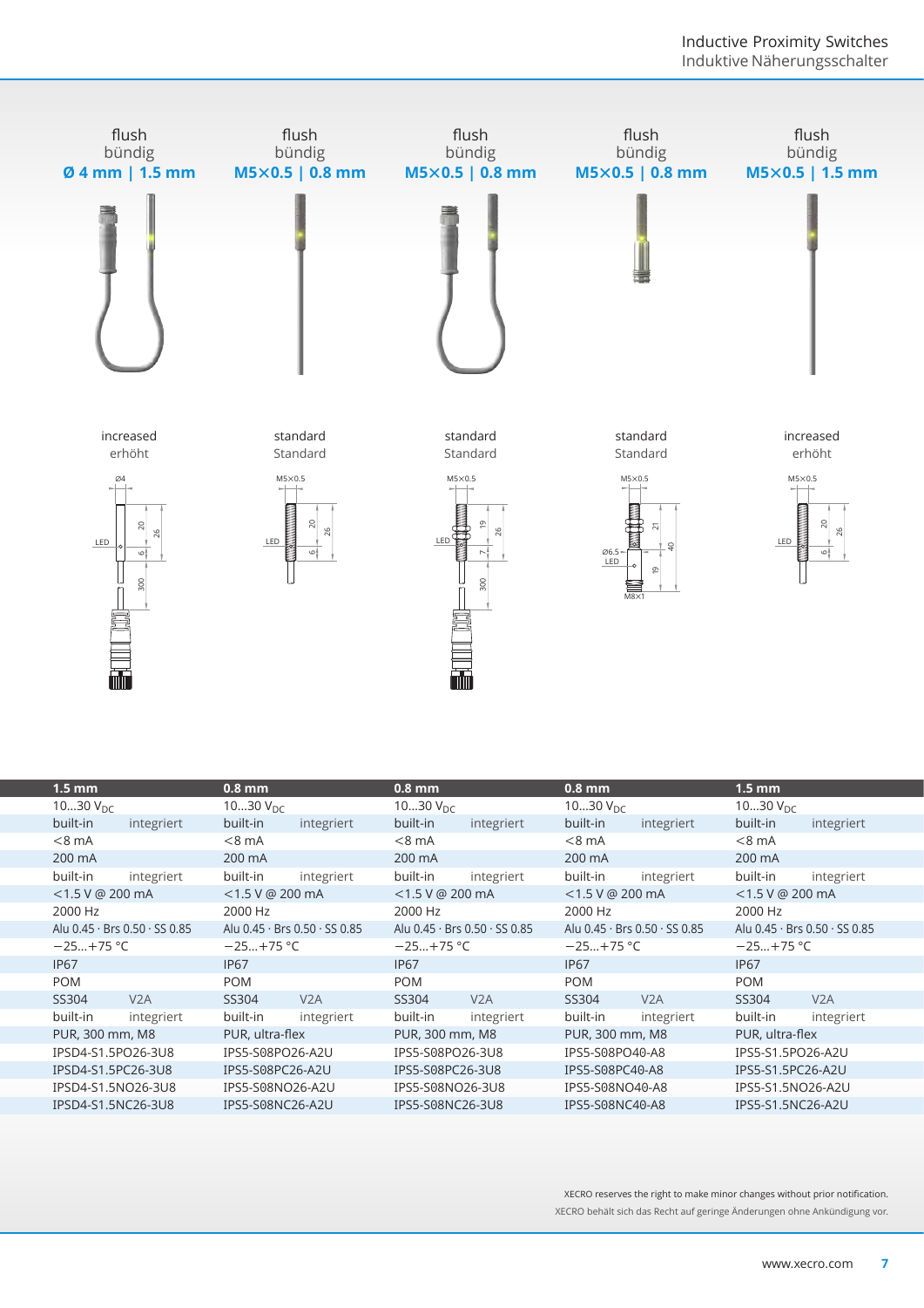| flush / bündig **Ø 4 mm \| 1.5 mm** | flush / bündig **M5×0.5 \| 0.8 mm** | flush / bündig **M5×0.5 \| 0.8 mm** | flush / bündig **M5×0.5 \| 0.8 mm** | flush / bündig **M5×0.5 \| 1.5 mm** |
|---|---|---|---|---|
| increased / erhöht | standard / Standard | standard / Standard | standard / Standard | increased / erhöht |

| 1.5 mm | 0.8 mm | 0.8 mm | 0.8 mm | 1.5 mm |
|---|---|---|---|---|
| 10…30 $V_{DC}$ | 10…30 $V_{DC}$ | 10…30 $V_{DC}$ | 10…30 $V_{DC}$ | 10…30 $V_{DC}$ |
| built-in integriert | built-in integriert | built-in integriert | built-in integriert | built-in integriert |
| <8 mA | <8 mA | <8 mA | <8 mA | <8 mA |
| 200 mA | 200 mA | 200 mA | 200 mA | 200 mA |
| built-in integriert | built-in integriert | built-in integriert | built-in integriert | built-in integriert |
| <1.5 V @ 200 mA | <1.5 V @ 200 mA | <1.5 V @ 200 mA | <1.5 V @ 200 mA | <1.5 V @ 200 mA |
| 2000 Hz | 2000 Hz | 2000 Hz | 2000 Hz | 2000 Hz |
| Alu 0.45 · Brs 0.50 · SS 0.85 | Alu 0.45 · Brs 0.50 · SS 0.85 | Alu 0.45 · Brs 0.50 · SS 0.85 | Alu 0.45 · Brs 0.50 · SS 0.85 | Alu 0.45 · Brs 0.50 · SS 0.85 |
| −25…+75 °C | −25…+75 °C | −25…+75 °C | −25…+75 °C | −25…+75 °C |
| IP67 | IP67 | IP67 | IP67 | IP67 |
| POM | POM | POM | POM | POM |
| SS304 V2A | SS304 V2A | SS304 V2A | SS304 V2A | SS304 V2A |
| built-in integriert | built-in integriert | built-in integriert | built-in integriert | built-in integriert |
| PUR, 300 mm, M8 | PUR, ultra-flex | PUR, 300 mm, M8 | PUR, 300 mm, M8 | PUR, ultra-flex |
| IPSD4-S1.5PO26-3U8 | IPS5-S08PO26-A2U | IPS5-S08PO26-3U8 | IPS5-S08PO40-A8 | IPS5-S1.5PO26-A2U |
| IPSD4-S1.5PC26-3U8 | IPS5-S08PC26-A2U | IPS5-S08PC26-3U8 | IPS5-S08PC40-A8 | IPS5-S1.5PC26-A2U |
| IPSD4-S1.5NO26-3U8 | IPS5-S08NO26-A2U | IPS5-S08NO26-3U8 | IPS5-S08NO40-A8 | IPS5-S1.5NO26-A2U |
| IPSD4-S1.5NC26-3U8 | IPS5-S08NC26-A2U | IPS5-S08NC26-3U8 | IPS5-S08NC40-A8 | IPS5-S1.5NC26-A2U |

XECRO reserves the right to make minor changes without prior notification.
XECRO behält sich das Recht auf geringe Änderungen ohne Ankündigung vor.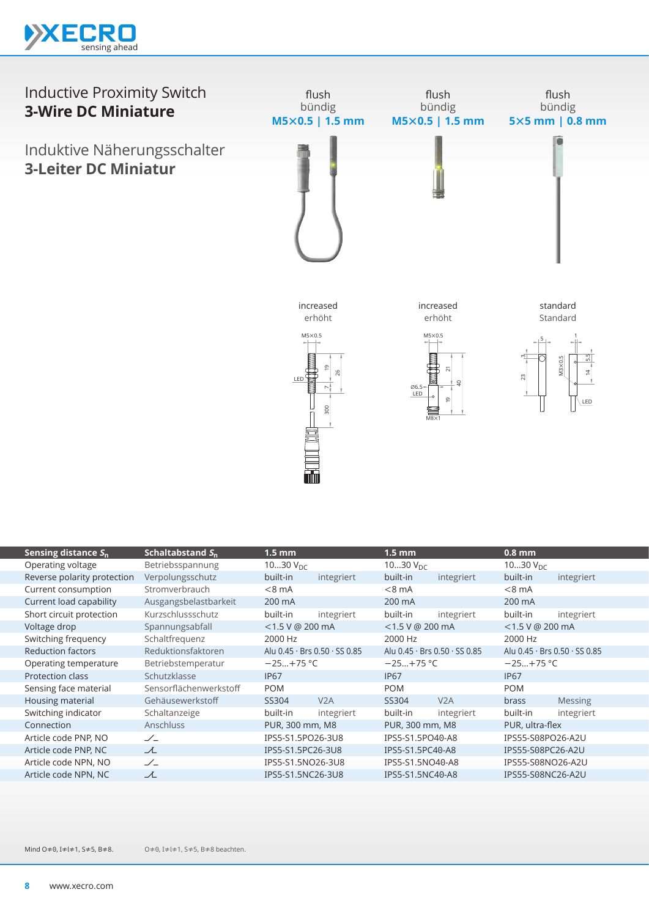# Inductive Proximity Switch
## 3-Wire DC Miniature

# Induktive Näherungsschalter
## 3-Leiter DC Miniatur

| | | flush<br>bündig<br>**M5×0.5 \| 1.5 mm** | flush<br>bündig<br>**M5×0.5 \| 1.5 mm** | flush<br>bündig<br>**5×5 mm \| 0.8 mm** |
|---|---|---|---|---|
| | | increased<br>erhöht | increased<br>erhöht | standard<br>Standard |
| **Sensing distance $S_n$** | **Schaltabstand $S_n$** | **1.5 mm** | **1.5 mm** | **0.8 mm** |
| Operating voltage | Betriebsspannung | 10…30 $V_{DC}$ | 10…30 $V_{DC}$ | 10…30 $V_{DC}$ |
| Reverse polarity protection | Verpolungsschutz | built-in integriert | built-in integriert | built-in integriert |
| Current consumption | Stromverbrauch | <8 mA | <8 mA | <8 mA |
| Current load capability | Ausgangsbelastbarkeit | 200 mA | 200 mA | 200 mA |
| Short circuit protection | Kurzschlussschutz | built-in integriert | built-in integriert | built-in integriert |
| Voltage drop | Spannungsabfall | <1.5 V @ 200 mA | <1.5 V @ 200 mA | <1.5 V @ 200 mA |
| Switching frequency | Schaltfrequenz | 2000 Hz | 2000 Hz | 2000 Hz |
| Reduction factors | Reduktionsfaktoren | Alu 0.45 · Brs 0.50 · SS 0.85 | Alu 0.45 · Brs 0.50 · SS 0.85 | Alu 0.45 · Brs 0.50 · SS 0.85 |
| Operating temperature | Betriebstemperatur | −25…+75 °C | −25…+75 °C | −25…+75 °C |
| Protection class | Schutzklasse | IP67 | IP67 | IP67 |
| Sensing face material | Sensorflächenwerkstoff | POM | POM | POM |
| Housing material | Gehäusewerkstoff | SS304 V2A | SS304 V2A | brass Messing |
| Switching indicator | Schaltanzeige | built-in integriert | built-in integriert | built-in integriert |
| Connection | Anschluss | PUR, 300 mm, M8 | PUR, 300 mm, M8 | PUR, ultra-flex |
| Article code PNP, NO | ⁄‾ | IPS5-S1.5PO26-3U8 | IPS5-S1.5PO40-A8 | IPS55-S08PO26-A2U |
| Article code PNP, NC | ⁄‾ | IPS5-S1.5PC26-3U8 | IPS5-S1.5PC40-A8 | IPS55-S08PC26-A2U |
| Article code NPN, NO | ⁄‾ | IPS5-S1.5NO26-3U8 | IPS5-S1.5NO40-A8 | IPS55-S08NO26-A2U |
| Article code NPN, NC | ⁄‾ | IPS5-S1.5NC26-3U8 | IPS5-S1.5NC40-A8 | IPS55-S08NC26-A2U |

Mind O≠0, I≠l≠1, S≠5, B≠8.   O≠0, I≠l≠1, S≠5, B≠8 beachten.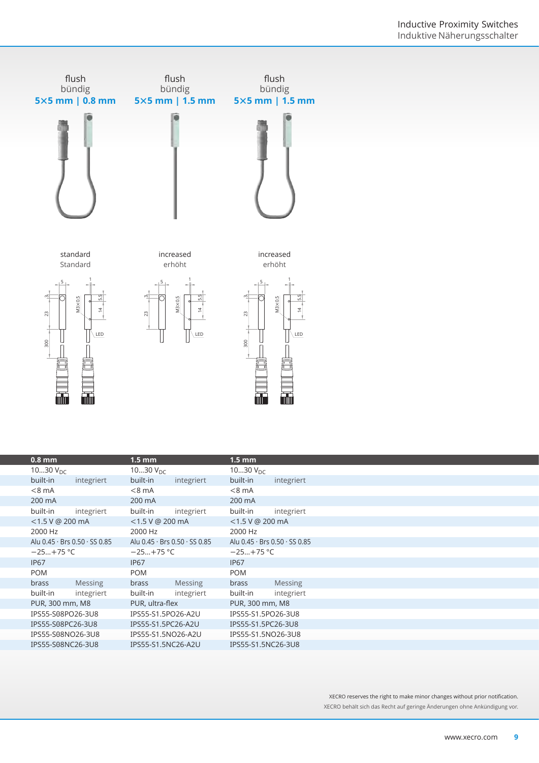| flush<br>bündig<br>**5×5 mm \| 0.8 mm** | flush<br>bündig<br>**5×5 mm \| 1.5 mm** | flush<br>bündig<br>**5×5 mm \| 1.5 mm** |
|---|---|---|
| standard<br>Standard | increased<br>erhöht | increased<br>erhöht |

5
1
3
23
300
M3×0.5
5.5
14
LED

| **0.8 mm** | | **1.5 mm** | | **1.5 mm** | |
|---|---|---|---|---|---|
| 10…30 $V_{DC}$ | | 10…30 $V_{DC}$ | | 10…30 $V_{DC}$ | |
| built-in | integriert | built-in | integriert | built-in | integriert |
| <8 mA | | <8 mA | | <8 mA | |
| 200 mA | | 200 mA | | 200 mA | |
| built-in | integriert | built-in | integriert | built-in | integriert |
| <1.5 V @ 200 mA | | <1.5 V @ 200 mA | | <1.5 V @ 200 mA | |
| 2000 Hz | | 2000 Hz | | 2000 Hz | |
| Alu 0.45 · Brs 0.50 · SS 0.85 | | Alu 0.45 · Brs 0.50 · SS 0.85 | | Alu 0.45 · Brs 0.50 · SS 0.85 | |
| −25…+75 °C | | −25…+75 °C | | −25…+75 °C | |
| IP67 | | IP67 | | IP67 | |
| POM | | POM | | POM | |
| brass | Messing | brass | Messing | brass | Messing |
| built-in | integriert | built-in | integriert | built-in | integriert |
| PUR, 300 mm, M8 | | PUR, ultra-flex | | PUR, 300 mm, M8 | |
| IPS55-S08PO26-3U8 | | IPS55-S1.5PO26-A2U | | IPS55-S1.5PO26-3U8 | |
| IPS55-S08PC26-3U8 | | IPS55-S1.5PC26-A2U | | IPS55-S1.5PC26-3U8 | |
| IPS55-S08NO26-3U8 | | IPS55-S1.5NO26-A2U | | IPS55-S1.5NO26-3U8 | |
| IPS55-S08NC26-3U8 | | IPS55-S1.5NC26-A2U | | IPS55-S1.5NC26-3U8 | |

XECRO reserves the right to make minor changes without prior notification.
XECRO behält sich das Recht auf geringe Änderungen ohne Ankündigung vor.